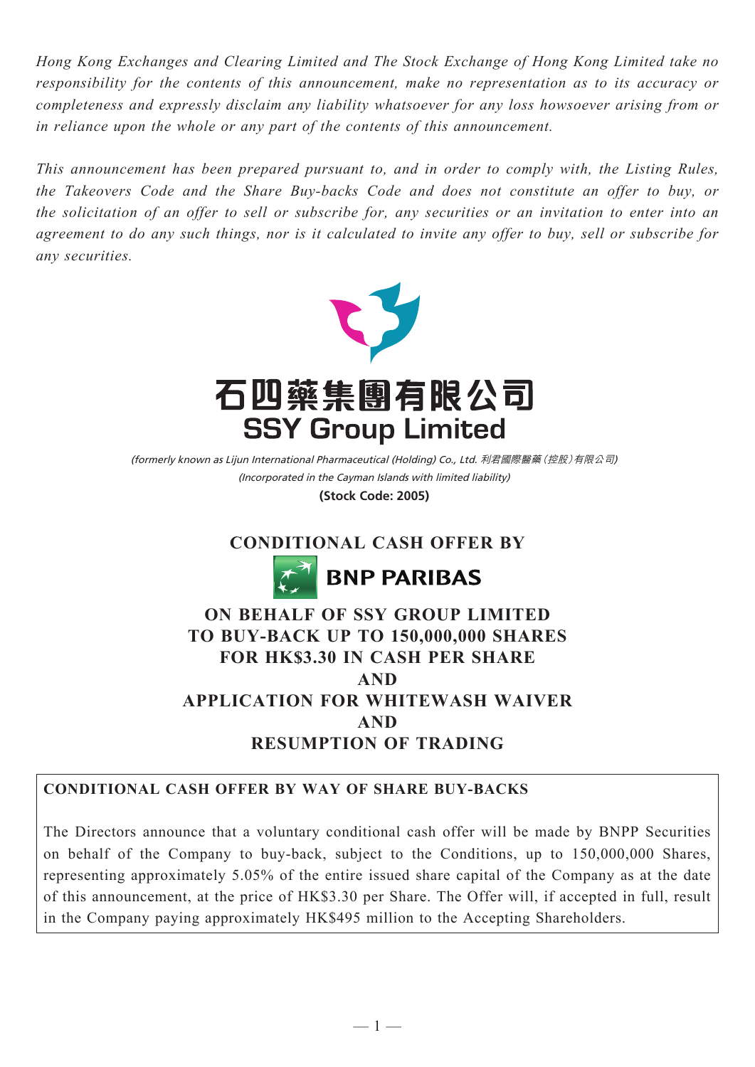*Hong Kong Exchanges and Clearing Limited and The Stock Exchange of Hong Kong Limited take no responsibility for the contents of this announcement, make no representation as to its accuracy or completeness and expressly disclaim any liability whatsoever for any loss howsoever arising from or in reliance upon the whole or any part of the contents of this announcement.*

*This announcement has been prepared pursuant to, and in order to comply with, the Listing Rules, the Takeovers Code and the Share Buy-backs Code and does not constitute an offer to buy, or the solicitation of an offer to sell or subscribe for, any securities or an invitation to enter into an agreement to do any such things, nor is it calculated to invite any offer to buy, sell or subscribe for any securities.*

# 石四藥集團有限公司
# SSY Group Limited

*(formerly known as Lijun International Pharmaceutical (Holding) Co., Ltd. 利君國際醫藥(控股)有限公司)*
*(Incorporated in the Cayman Islands with limited liability)*
**(Stock Code: 2005)**

## CONDITIONAL CASH OFFER BY BNP PARIBAS ON BEHALF OF SSY GROUP LIMITED TO BUY-BACK UP TO 150,000,000 SHARES FOR HK$3.30 IN CASH PER SHARE AND APPLICATION FOR WHITEWASH WAIVER AND RESUMPTION OF TRADING

**CONDITIONAL CASH OFFER BY WAY OF SHARE BUY-BACKS**

The Directors announce that a voluntary conditional cash offer will be made by BNPP Securities on behalf of the Company to buy-back, subject to the Conditions, up to 150,000,000 Shares, representing approximately 5.05% of the entire issued share capital of the Company as at the date of this announcement, at the price of HK$3.30 per Share. The Offer will, if accepted in full, result in the Company paying approximately HK$495 million to the Accepting Shareholders.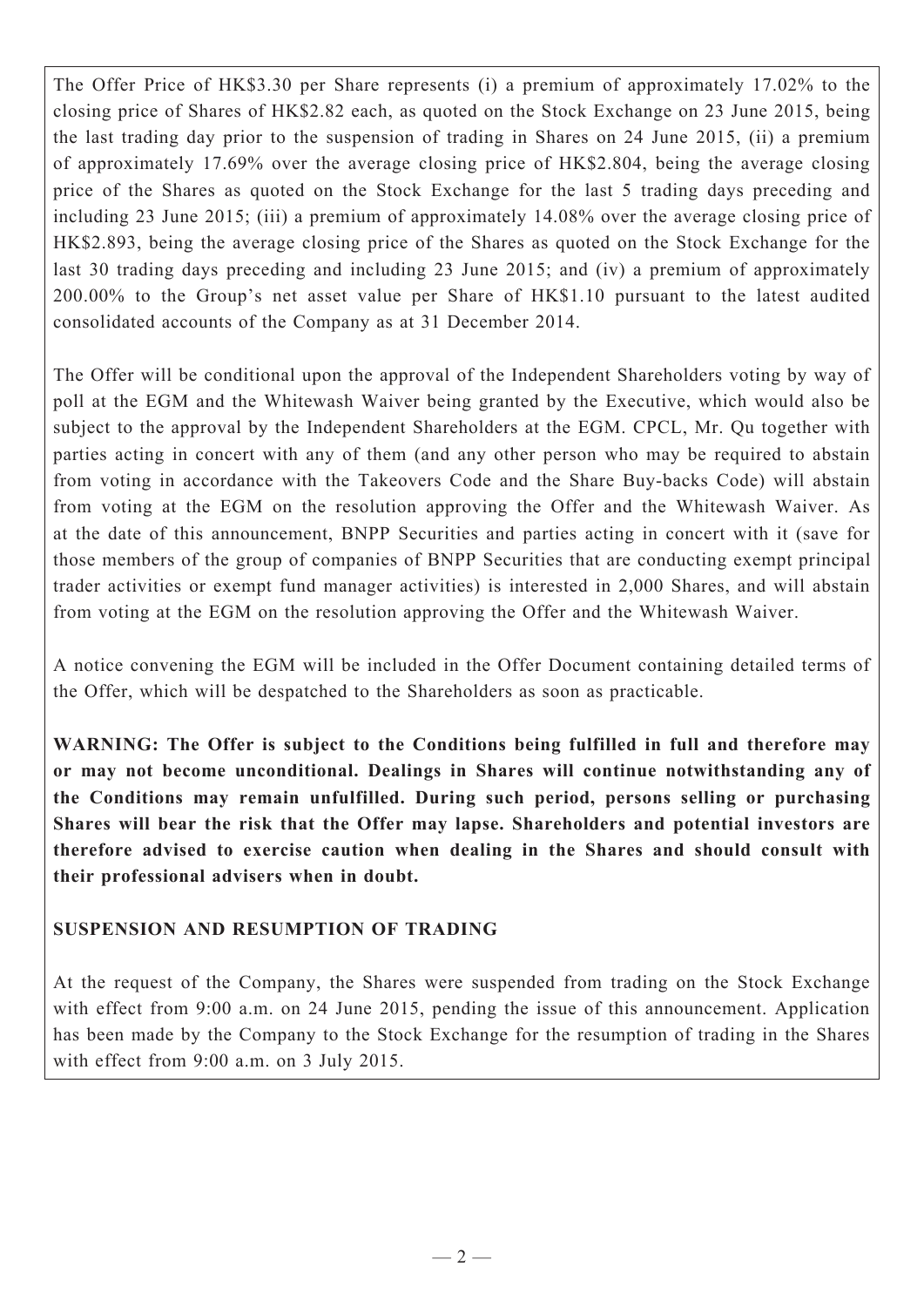The Offer Price of HK$3.30 per Share represents (i) a premium of approximately 17.02% to the closing price of Shares of HK$2.82 each, as quoted on the Stock Exchange on 23 June 2015, being the last trading day prior to the suspension of trading in Shares on 24 June 2015, (ii) a premium of approximately 17.69% over the average closing price of HK$2.804, being the average closing price of the Shares as quoted on the Stock Exchange for the last 5 trading days preceding and including 23 June 2015; (iii) a premium of approximately 14.08% over the average closing price of HK$2.893, being the average closing price of the Shares as quoted on the Stock Exchange for the last 30 trading days preceding and including 23 June 2015; and (iv) a premium of approximately 200.00% to the Group's net asset value per Share of HK$1.10 pursuant to the latest audited consolidated accounts of the Company as at 31 December 2014.

The Offer will be conditional upon the approval of the Independent Shareholders voting by way of poll at the EGM and the Whitewash Waiver being granted by the Executive, which would also be subject to the approval by the Independent Shareholders at the EGM. CPCL, Mr. Qu together with parties acting in concert with any of them (and any other person who may be required to abstain from voting in accordance with the Takeovers Code and the Share Buy-backs Code) will abstain from voting at the EGM on the resolution approving the Offer and the Whitewash Waiver. As at the date of this announcement, BNPP Securities and parties acting in concert with it (save for those members of the group of companies of BNPP Securities that are conducting exempt principal trader activities or exempt fund manager activities) is interested in 2,000 Shares, and will abstain from voting at the EGM on the resolution approving the Offer and the Whitewash Waiver.

A notice convening the EGM will be included in the Offer Document containing detailed terms of the Offer, which will be despatched to the Shareholders as soon as practicable.

**WARNING: The Offer is subject to the Conditions being fulfilled in full and therefore may or may not become unconditional. Dealings in Shares will continue notwithstanding any of the Conditions may remain unfulfilled. During such period, persons selling or purchasing Shares will bear the risk that the Offer may lapse. Shareholders and potential investors are therefore advised to exercise caution when dealing in the Shares and should consult with their professional advisers when in doubt.**

## SUSPENSION AND RESUMPTION OF TRADING

At the request of the Company, the Shares were suspended from trading on the Stock Exchange with effect from 9:00 a.m. on 24 June 2015, pending the issue of this announcement. Application has been made by the Company to the Stock Exchange for the resumption of trading in the Shares with effect from 9:00 a.m. on 3 July 2015.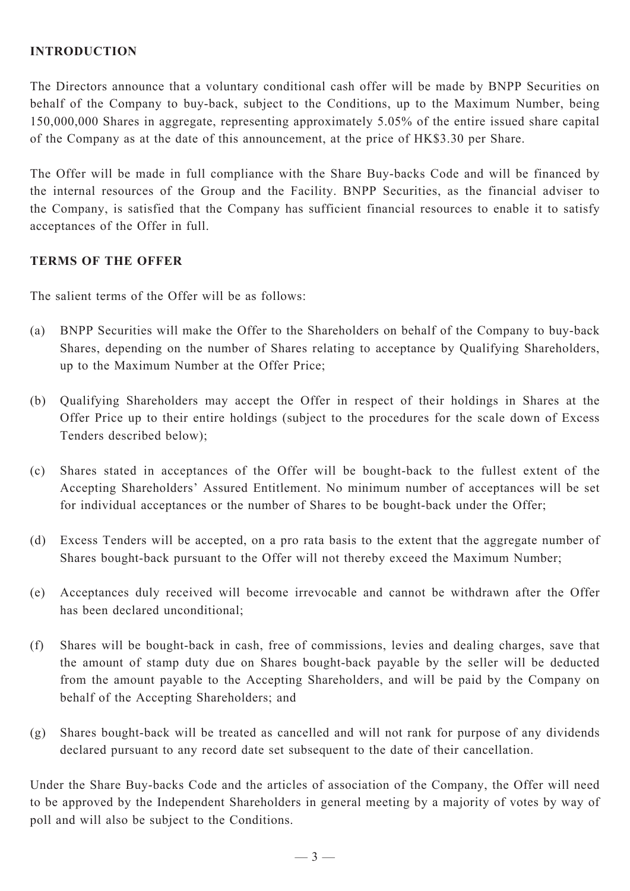## INTRODUCTION

The Directors announce that a voluntary conditional cash offer will be made by BNPP Securities on behalf of the Company to buy-back, subject to the Conditions, up to the Maximum Number, being 150,000,000 Shares in aggregate, representing approximately 5.05% of the entire issued share capital of the Company as at the date of this announcement, at the price of HK$3.30 per Share.

The Offer will be made in full compliance with the Share Buy-backs Code and will be financed by the internal resources of the Group and the Facility. BNPP Securities, as the financial adviser to the Company, is satisfied that the Company has sufficient financial resources to enable it to satisfy acceptances of the Offer in full.

## TERMS OF THE OFFER

The salient terms of the Offer will be as follows:

(a) BNPP Securities will make the Offer to the Shareholders on behalf of the Company to buy-back Shares, depending on the number of Shares relating to acceptance by Qualifying Shareholders, up to the Maximum Number at the Offer Price;

(b) Qualifying Shareholders may accept the Offer in respect of their holdings in Shares at the Offer Price up to their entire holdings (subject to the procedures for the scale down of Excess Tenders described below);

(c) Shares stated in acceptances of the Offer will be bought-back to the fullest extent of the Accepting Shareholders' Assured Entitlement. No minimum number of acceptances will be set for individual acceptances or the number of Shares to be bought-back under the Offer;

(d) Excess Tenders will be accepted, on a pro rata basis to the extent that the aggregate number of Shares bought-back pursuant to the Offer will not thereby exceed the Maximum Number;

(e) Acceptances duly received will become irrevocable and cannot be withdrawn after the Offer has been declared unconditional;

(f) Shares will be bought-back in cash, free of commissions, levies and dealing charges, save that the amount of stamp duty due on Shares bought-back payable by the seller will be deducted from the amount payable to the Accepting Shareholders, and will be paid by the Company on behalf of the Accepting Shareholders; and

(g) Shares bought-back will be treated as cancelled and will not rank for purpose of any dividends declared pursuant to any record date set subsequent to the date of their cancellation.

Under the Share Buy-backs Code and the articles of association of the Company, the Offer will need to be approved by the Independent Shareholders in general meeting by a majority of votes by way of poll and will also be subject to the Conditions.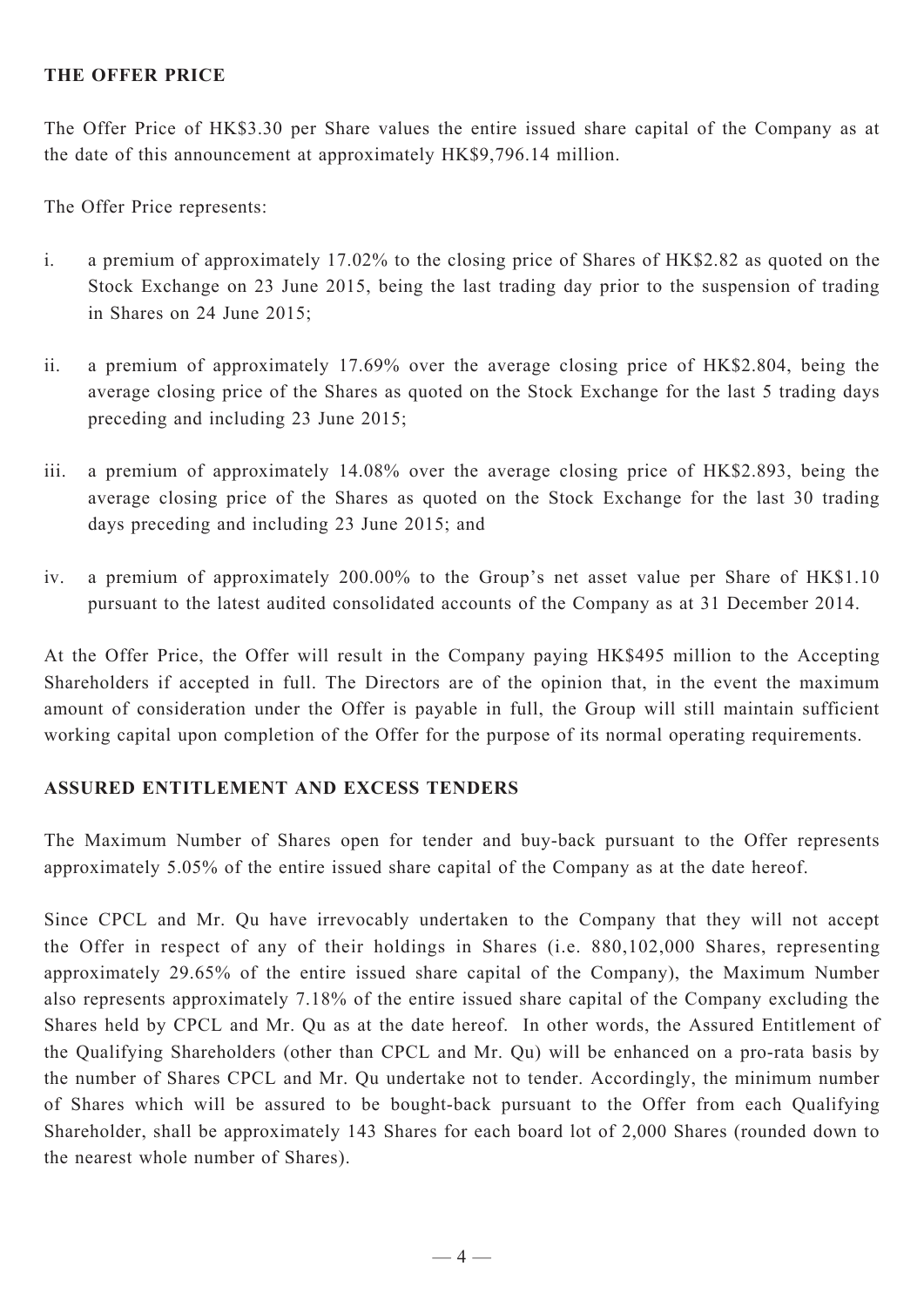## THE OFFER PRICE

The Offer Price of HK$3.30 per Share values the entire issued share capital of the Company as at the date of this announcement at approximately HK$9,796.14 million.

The Offer Price represents:

i. a premium of approximately 17.02% to the closing price of Shares of HK$2.82 as quoted on the Stock Exchange on 23 June 2015, being the last trading day prior to the suspension of trading in Shares on 24 June 2015;

ii. a premium of approximately 17.69% over the average closing price of HK$2.804, being the average closing price of the Shares as quoted on the Stock Exchange for the last 5 trading days preceding and including 23 June 2015;

iii. a premium of approximately 14.08% over the average closing price of HK$2.893, being the average closing price of the Shares as quoted on the Stock Exchange for the last 30 trading days preceding and including 23 June 2015; and

iv. a premium of approximately 200.00% to the Group's net asset value per Share of HK$1.10 pursuant to the latest audited consolidated accounts of the Company as at 31 December 2014.

At the Offer Price, the Offer will result in the Company paying HK$495 million to the Accepting Shareholders if accepted in full. The Directors are of the opinion that, in the event the maximum amount of consideration under the Offer is payable in full, the Group will still maintain sufficient working capital upon completion of the Offer for the purpose of its normal operating requirements.

## ASSURED ENTITLEMENT AND EXCESS TENDERS

The Maximum Number of Shares open for tender and buy-back pursuant to the Offer represents approximately 5.05% of the entire issued share capital of the Company as at the date hereof.

Since CPCL and Mr. Qu have irrevocably undertaken to the Company that they will not accept the Offer in respect of any of their holdings in Shares (i.e. 880,102,000 Shares, representing approximately 29.65% of the entire issued share capital of the Company), the Maximum Number also represents approximately 7.18% of the entire issued share capital of the Company excluding the Shares held by CPCL and Mr. Qu as at the date hereof. In other words, the Assured Entitlement of the Qualifying Shareholders (other than CPCL and Mr. Qu) will be enhanced on a pro-rata basis by the number of Shares CPCL and Mr. Qu undertake not to tender. Accordingly, the minimum number of Shares which will be assured to be bought-back pursuant to the Offer from each Qualifying Shareholder, shall be approximately 143 Shares for each board lot of 2,000 Shares (rounded down to the nearest whole number of Shares).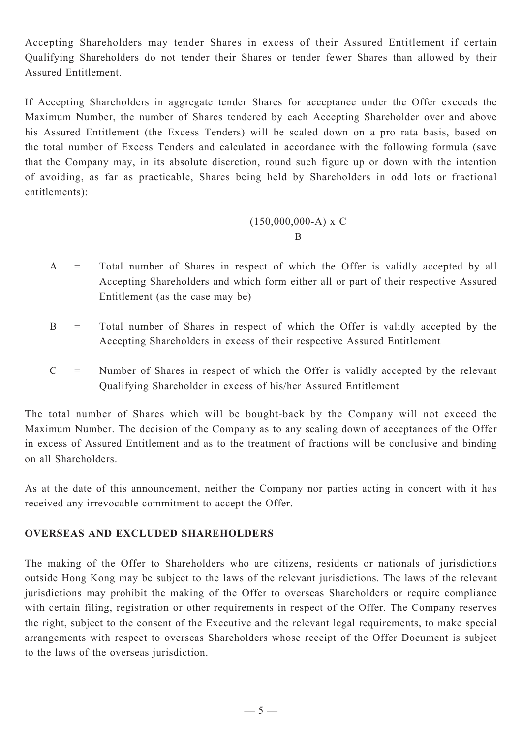Accepting Shareholders may tender Shares in excess of their Assured Entitlement if certain Qualifying Shareholders do not tender their Shares or tender fewer Shares than allowed by their Assured Entitlement.

If Accepting Shareholders in aggregate tender Shares for acceptance under the Offer exceeds the Maximum Number, the number of Shares tendered by each Accepting Shareholder over and above his Assured Entitlement (the Excess Tenders) will be scaled down on a pro rata basis, based on the total number of Excess Tenders and calculated in accordance with the following formula (save that the Company may, in its absolute discretion, round such figure up or down with the intention of avoiding, as far as practicable, Shares being held by Shareholders in odd lots or fractional entitlements):

$$\frac{(150{,}000{,}000-A) \times C}{B}$$

A = Total number of Shares in respect of which the Offer is validly accepted by all Accepting Shareholders and which form either all or part of their respective Assured Entitlement (as the case may be)

B = Total number of Shares in respect of which the Offer is validly accepted by the Accepting Shareholders in excess of their respective Assured Entitlement

C = Number of Shares in respect of which the Offer is validly accepted by the relevant Qualifying Shareholder in excess of his/her Assured Entitlement

The total number of Shares which will be bought-back by the Company will not exceed the Maximum Number. The decision of the Company as to any scaling down of acceptances of the Offer in excess of Assured Entitlement and as to the treatment of fractions will be conclusive and binding on all Shareholders.

As at the date of this announcement, neither the Company nor parties acting in concert with it has received any irrevocable commitment to accept the Offer.

**OVERSEAS AND EXCLUDED SHAREHOLDERS**

The making of the Offer to Shareholders who are citizens, residents or nationals of jurisdictions outside Hong Kong may be subject to the laws of the relevant jurisdictions. The laws of the relevant jurisdictions may prohibit the making of the Offer to overseas Shareholders or require compliance with certain filing, registration or other requirements in respect of the Offer. The Company reserves the right, subject to the consent of the Executive and the relevant legal requirements, to make special arrangements with respect to overseas Shareholders whose receipt of the Offer Document is subject to the laws of the overseas jurisdiction.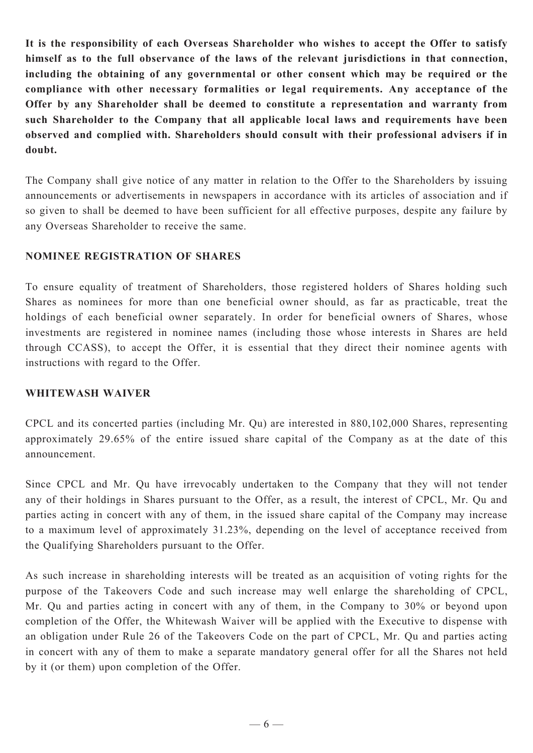**It is the responsibility of each Overseas Shareholder who wishes to accept the Offer to satisfy himself as to the full observance of the laws of the relevant jurisdictions in that connection, including the obtaining of any governmental or other consent which may be required or the compliance with other necessary formalities or legal requirements. Any acceptance of the Offer by any Shareholder shall be deemed to constitute a representation and warranty from such Shareholder to the Company that all applicable local laws and requirements have been observed and complied with. Shareholders should consult with their professional advisers if in doubt.**

The Company shall give notice of any matter in relation to the Offer to the Shareholders by issuing announcements or advertisements in newspapers in accordance with its articles of association and if so given to shall be deemed to have been sufficient for all effective purposes, despite any failure by any Overseas Shareholder to receive the same.

## NOMINEE REGISTRATION OF SHARES

To ensure equality of treatment of Shareholders, those registered holders of Shares holding such Shares as nominees for more than one beneficial owner should, as far as practicable, treat the holdings of each beneficial owner separately. In order for beneficial owners of Shares, whose investments are registered in nominee names (including those whose interests in Shares are held through CCASS), to accept the Offer, it is essential that they direct their nominee agents with instructions with regard to the Offer.

## WHITEWASH WAIVER

CPCL and its concerted parties (including Mr. Qu) are interested in 880,102,000 Shares, representing approximately 29.65% of the entire issued share capital of the Company as at the date of this announcement.

Since CPCL and Mr. Qu have irrevocably undertaken to the Company that they will not tender any of their holdings in Shares pursuant to the Offer, as a result, the interest of CPCL, Mr. Qu and parties acting in concert with any of them, in the issued share capital of the Company may increase to a maximum level of approximately 31.23%, depending on the level of acceptance received from the Qualifying Shareholders pursuant to the Offer.

As such increase in shareholding interests will be treated as an acquisition of voting rights for the purpose of the Takeovers Code and such increase may well enlarge the shareholding of CPCL, Mr. Qu and parties acting in concert with any of them, in the Company to 30% or beyond upon completion of the Offer, the Whitewash Waiver will be applied with the Executive to dispense with an obligation under Rule 26 of the Takeovers Code on the part of CPCL, Mr. Qu and parties acting in concert with any of them to make a separate mandatory general offer for all the Shares not held by it (or them) upon completion of the Offer.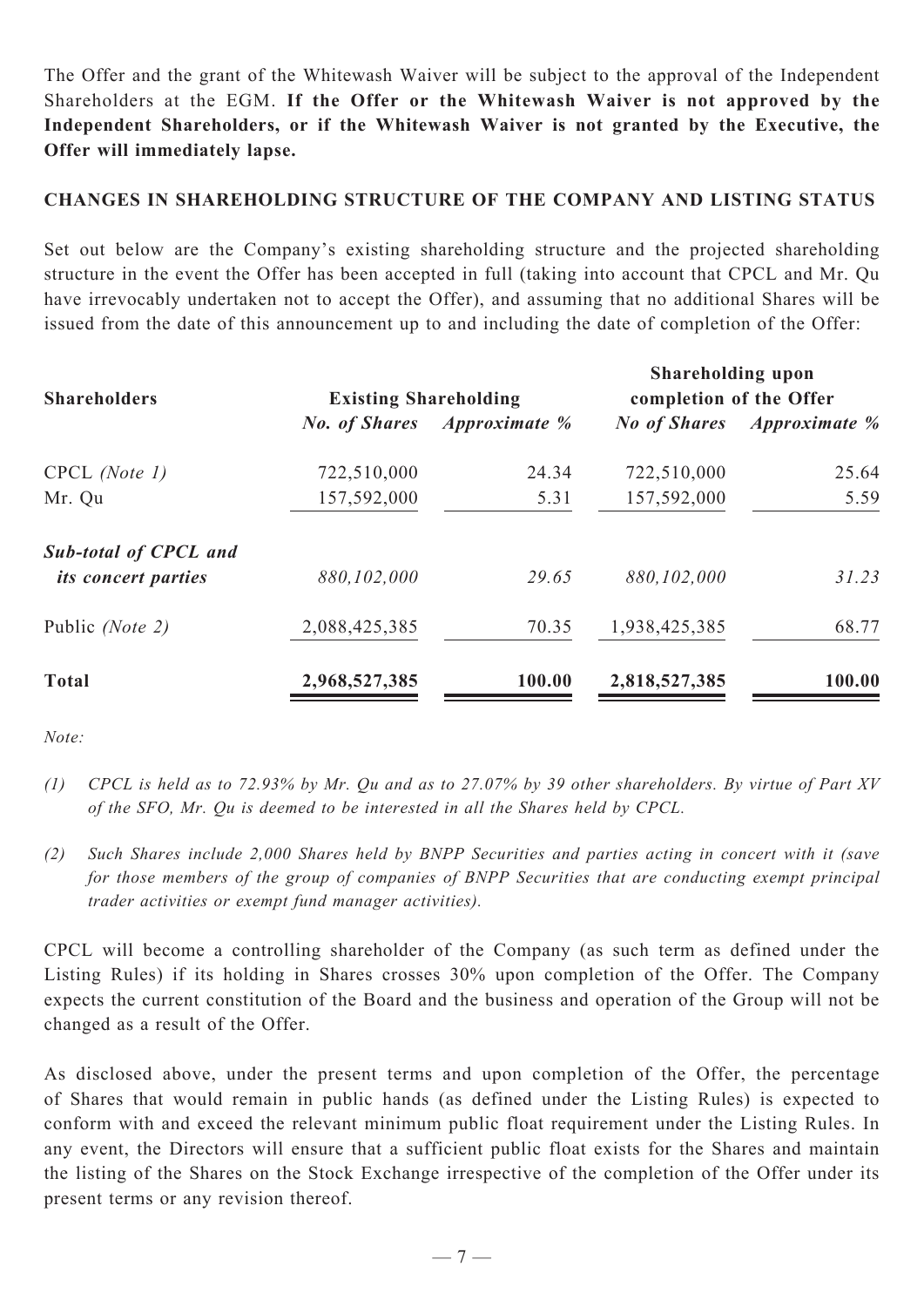The Offer and the grant of the Whitewash Waiver will be subject to the approval of the Independent Shareholders at the EGM. **If the Offer or the Whitewash Waiver is not approved by the Independent Shareholders, or if the Whitewash Waiver is not granted by the Executive, the Offer will immediately lapse.**

## CHANGES IN SHAREHOLDING STRUCTURE OF THE COMPANY AND LISTING STATUS

Set out below are the Company's existing shareholding structure and the projected shareholding structure in the event the Offer has been accepted in full (taking into account that CPCL and Mr. Qu have irrevocably undertaken not to accept the Offer), and assuming that no additional Shares will be issued from the date of this announcement up to and including the date of completion of the Offer:

| **Shareholders** | **Existing Shareholding** | | **Shareholding upon completion of the Offer** | |
|---|---|---|---|---|
| | ***No. of Shares*** | ***Approximate %*** | ***No of Shares*** | ***Approximate %*** |
| CPCL *(Note 1)* | 722,510,000 | 24.34 | 722,510,000 | 25.64 |
| Mr. Qu | 157,592,000 | 5.31 | 157,592,000 | 5.59 |
| ***Sub-total of CPCL and its concert parties*** | *880,102,000* | *29.65* | *880,102,000* | *31.23* |
| Public *(Note 2)* | 2,088,425,385 | 70.35 | 1,938,425,385 | 68.77 |
| **Total** | **2,968,527,385** | **100.00** | **2,818,527,385** | **100.00** |

*Note:*

*(1) CPCL is held as to 72.93% by Mr. Qu and as to 27.07% by 39 other shareholders. By virtue of Part XV of the SFO, Mr. Qu is deemed to be interested in all the Shares held by CPCL.*

*(2) Such Shares include 2,000 Shares held by BNPP Securities and parties acting in concert with it (save for those members of the group of companies of BNPP Securities that are conducting exempt principal trader activities or exempt fund manager activities).*

CPCL will become a controlling shareholder of the Company (as such term as defined under the Listing Rules) if its holding in Shares crosses 30% upon completion of the Offer. The Company expects the current constitution of the Board and the business and operation of the Group will not be changed as a result of the Offer.

As disclosed above, under the present terms and upon completion of the Offer, the percentage of Shares that would remain in public hands (as defined under the Listing Rules) is expected to conform with and exceed the relevant minimum public float requirement under the Listing Rules. In any event, the Directors will ensure that a sufficient public float exists for the Shares and maintain the listing of the Shares on the Stock Exchange irrespective of the completion of the Offer under its present terms or any revision thereof.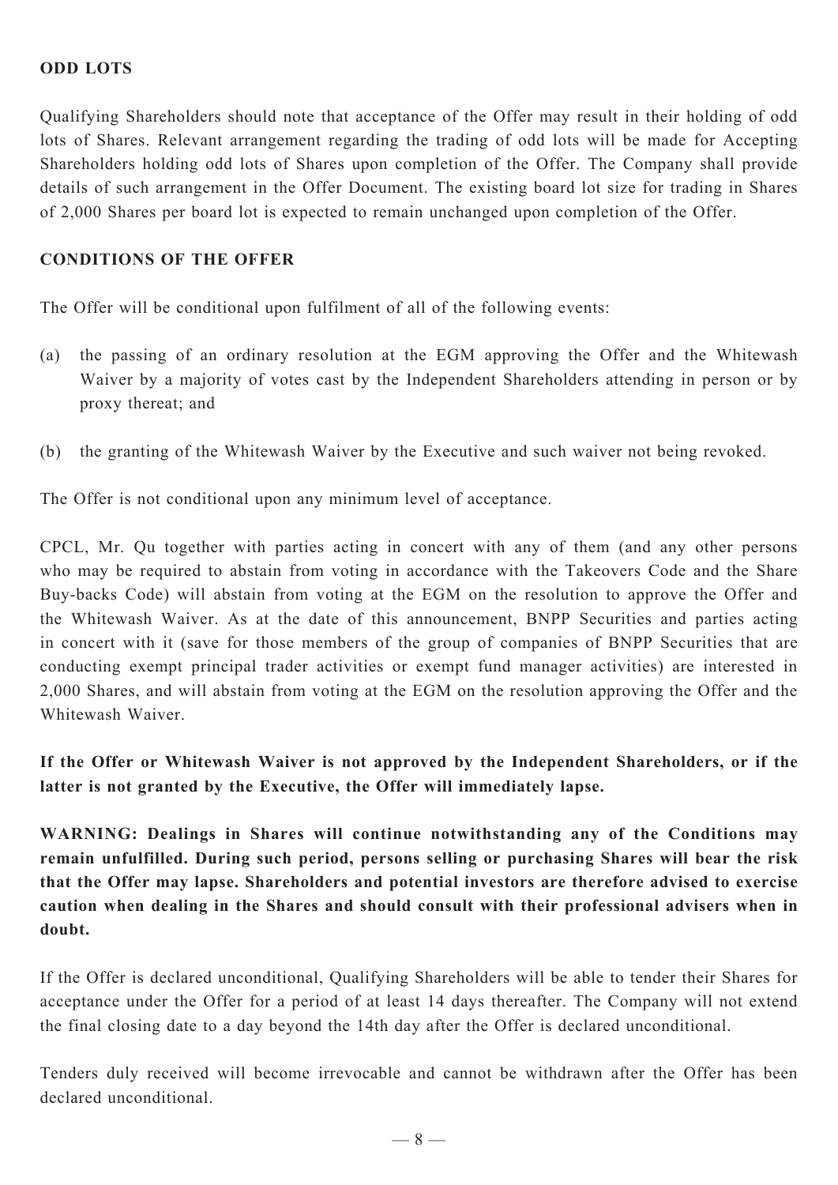## ODD LOTS

Qualifying Shareholders should note that acceptance of the Offer may result in their holding of odd lots of Shares. Relevant arrangement regarding the trading of odd lots will be made for Accepting Shareholders holding odd lots of Shares upon completion of the Offer. The Company shall provide details of such arrangement in the Offer Document. The existing board lot size for trading in Shares of 2,000 Shares per board lot is expected to remain unchanged upon completion of the Offer.

## CONDITIONS OF THE OFFER

The Offer will be conditional upon fulfilment of all of the following events:

(a) the passing of an ordinary resolution at the EGM approving the Offer and the Whitewash Waiver by a majority of votes cast by the Independent Shareholders attending in person or by proxy thereat; and

(b) the granting of the Whitewash Waiver by the Executive and such waiver not being revoked.

The Offer is not conditional upon any minimum level of acceptance.

CPCL, Mr. Qu together with parties acting in concert with any of them (and any other persons who may be required to abstain from voting in accordance with the Takeovers Code and the Share Buy-backs Code) will abstain from voting at the EGM on the resolution to approve the Offer and the Whitewash Waiver. As at the date of this announcement, BNPP Securities and parties acting in concert with it (save for those members of the group of companies of BNPP Securities that are conducting exempt principal trader activities or exempt fund manager activities) are interested in 2,000 Shares, and will abstain from voting at the EGM on the resolution approving the Offer and the Whitewash Waiver.

**If the Offer or Whitewash Waiver is not approved by the Independent Shareholders, or if the latter is not granted by the Executive, the Offer will immediately lapse.**

**WARNING: Dealings in Shares will continue notwithstanding any of the Conditions may remain unfulfilled. During such period, persons selling or purchasing Shares will bear the risk that the Offer may lapse. Shareholders and potential investors are therefore advised to exercise caution when dealing in the Shares and should consult with their professional advisers when in doubt.**

If the Offer is declared unconditional, Qualifying Shareholders will be able to tender their Shares for acceptance under the Offer for a period of at least 14 days thereafter. The Company will not extend the final closing date to a day beyond the 14th day after the Offer is declared unconditional.

Tenders duly received will become irrevocable and cannot be withdrawn after the Offer has been declared unconditional.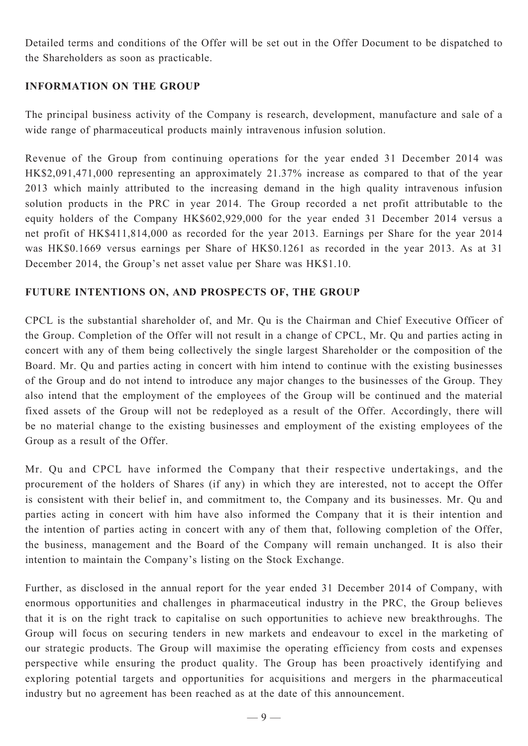Detailed terms and conditions of the Offer will be set out in the Offer Document to be dispatched to the Shareholders as soon as practicable.

## INFORMATION ON THE GROUP

The principal business activity of the Company is research, development, manufacture and sale of a wide range of pharmaceutical products mainly intravenous infusion solution.

Revenue of the Group from continuing operations for the year ended 31 December 2014 was HK$2,091,471,000 representing an approximately 21.37% increase as compared to that of the year 2013 which mainly attributed to the increasing demand in the high quality intravenous infusion solution products in the PRC in year 2014. The Group recorded a net profit attributable to the equity holders of the Company HK$602,929,000 for the year ended 31 December 2014 versus a net profit of HK$411,814,000 as recorded for the year 2013. Earnings per Share for the year 2014 was HK$0.1669 versus earnings per Share of HK$0.1261 as recorded in the year 2013. As at 31 December 2014, the Group's net asset value per Share was HK$1.10.

## FUTURE INTENTIONS ON, AND PROSPECTS OF, THE GROUP

CPCL is the substantial shareholder of, and Mr. Qu is the Chairman and Chief Executive Officer of the Group. Completion of the Offer will not result in a change of CPCL, Mr. Qu and parties acting in concert with any of them being collectively the single largest Shareholder or the composition of the Board. Mr. Qu and parties acting in concert with him intend to continue with the existing businesses of the Group and do not intend to introduce any major changes to the businesses of the Group. They also intend that the employment of the employees of the Group will be continued and the material fixed assets of the Group will not be redeployed as a result of the Offer. Accordingly, there will be no material change to the existing businesses and employment of the existing employees of the Group as a result of the Offer.

Mr. Qu and CPCL have informed the Company that their respective undertakings, and the procurement of the holders of Shares (if any) in which they are interested, not to accept the Offer is consistent with their belief in, and commitment to, the Company and its businesses. Mr. Qu and parties acting in concert with him have also informed the Company that it is their intention and the intention of parties acting in concert with any of them that, following completion of the Offer, the business, management and the Board of the Company will remain unchanged. It is also their intention to maintain the Company's listing on the Stock Exchange.

Further, as disclosed in the annual report for the year ended 31 December 2014 of Company, with enormous opportunities and challenges in pharmaceutical industry in the PRC, the Group believes that it is on the right track to capitalise on such opportunities to achieve new breakthroughs. The Group will focus on securing tenders in new markets and endeavour to excel in the marketing of our strategic products. The Group will maximise the operating efficiency from costs and expenses perspective while ensuring the product quality. The Group has been proactively identifying and exploring potential targets and opportunities for acquisitions and mergers in the pharmaceutical industry but no agreement has been reached as at the date of this announcement.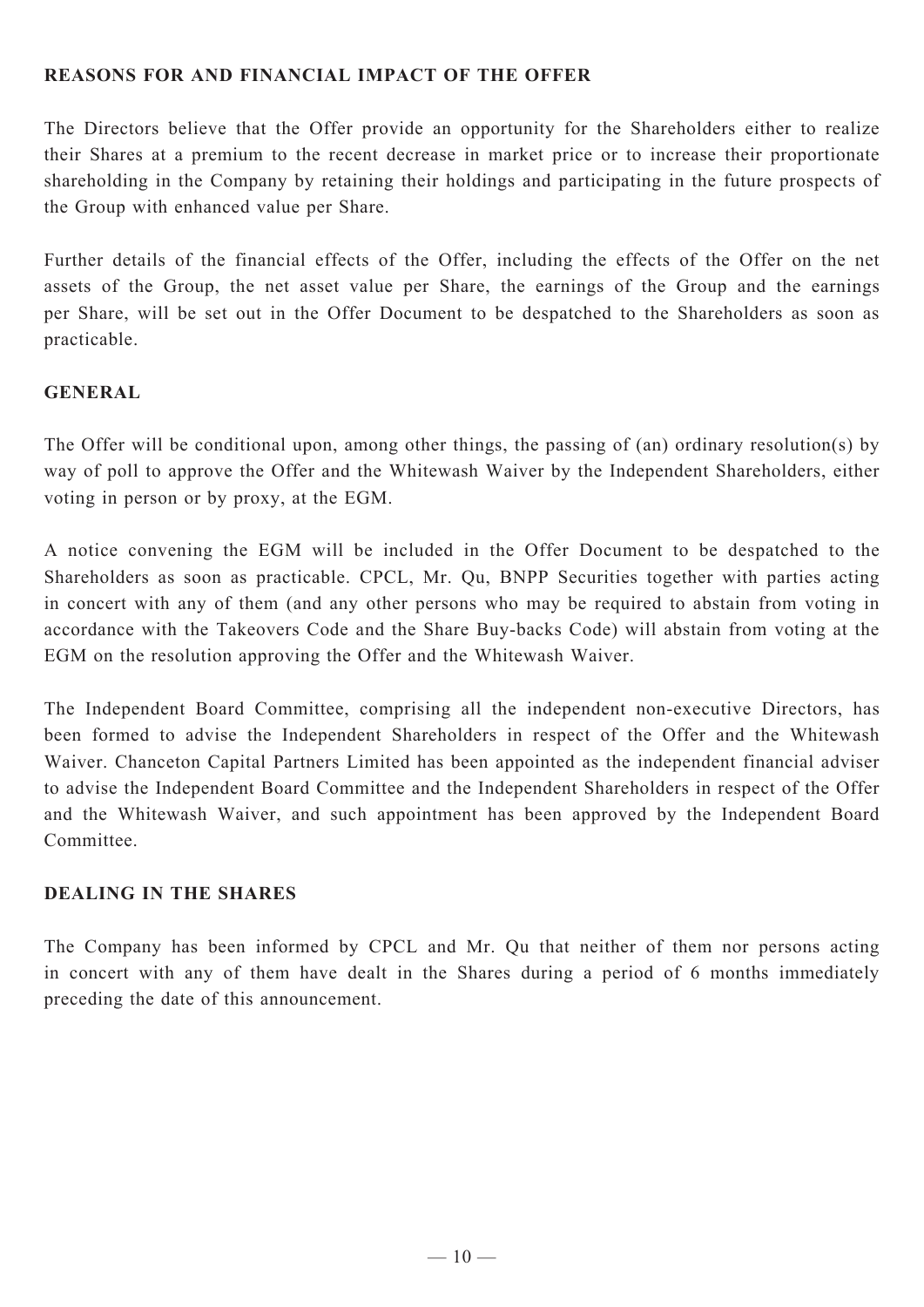## REASONS FOR AND FINANCIAL IMPACT OF THE OFFER

The Directors believe that the Offer provide an opportunity for the Shareholders either to realize their Shares at a premium to the recent decrease in market price or to increase their proportionate shareholding in the Company by retaining their holdings and participating in the future prospects of the Group with enhanced value per Share.

Further details of the financial effects of the Offer, including the effects of the Offer on the net assets of the Group, the net asset value per Share, the earnings of the Group and the earnings per Share, will be set out in the Offer Document to be despatched to the Shareholders as soon as practicable.

## GENERAL

The Offer will be conditional upon, among other things, the passing of (an) ordinary resolution(s) by way of poll to approve the Offer and the Whitewash Waiver by the Independent Shareholders, either voting in person or by proxy, at the EGM.

A notice convening the EGM will be included in the Offer Document to be despatched to the Shareholders as soon as practicable. CPCL, Mr. Qu, BNPP Securities together with parties acting in concert with any of them (and any other persons who may be required to abstain from voting in accordance with the Takeovers Code and the Share Buy-backs Code) will abstain from voting at the EGM on the resolution approving the Offer and the Whitewash Waiver.

The Independent Board Committee, comprising all the independent non-executive Directors, has been formed to advise the Independent Shareholders in respect of the Offer and the Whitewash Waiver. Chanceton Capital Partners Limited has been appointed as the independent financial adviser to advise the Independent Board Committee and the Independent Shareholders in respect of the Offer and the Whitewash Waiver, and such appointment has been approved by the Independent Board Committee.

## DEALING IN THE SHARES

The Company has been informed by CPCL and Mr. Qu that neither of them nor persons acting in concert with any of them have dealt in the Shares during a period of 6 months immediately preceding the date of this announcement.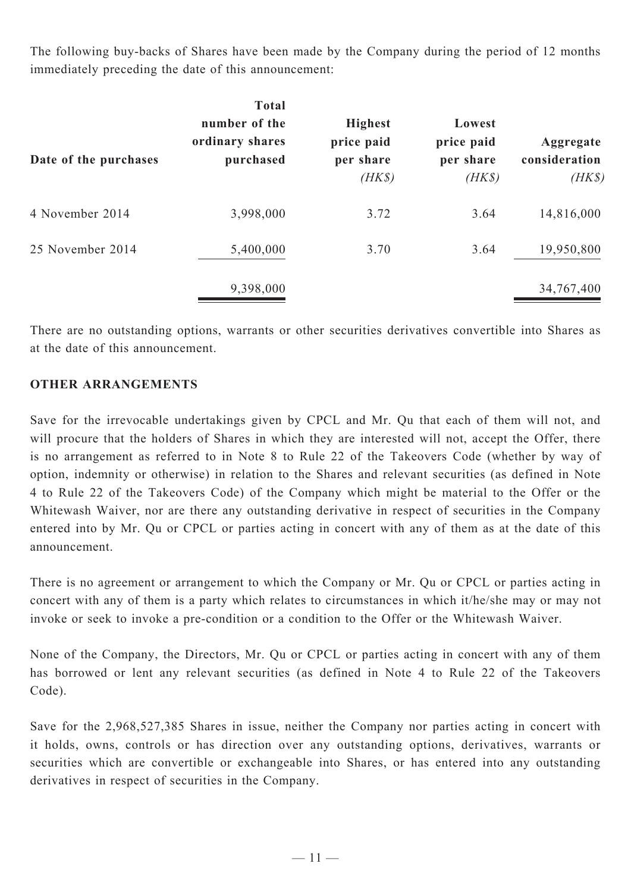The following buy-backs of Shares have been made by the Company during the period of 12 months immediately preceding the date of this announcement:

| Date of the purchases | Total number of the ordinary shares purchased | Highest price paid per share *(HK$)* | Lowest price paid per share *(HK$)* | Aggregate consideration *(HK$)* |
|---|---|---|---|---|
| 4 November 2014 | 3,998,000 | 3.72 | 3.64 | 14,816,000 |
| 25 November 2014 | 5,400,000 | 3.70 | 3.64 | 19,950,800 |
| | 9,398,000 | | | 34,767,400 |

There are no outstanding options, warrants or other securities derivatives convertible into Shares as at the date of this announcement.

**OTHER ARRANGEMENTS**

Save for the irrevocable undertakings given by CPCL and Mr. Qu that each of them will not, and will procure that the holders of Shares in which they are interested will not, accept the Offer, there is no arrangement as referred to in Note 8 to Rule 22 of the Takeovers Code (whether by way of option, indemnity or otherwise) in relation to the Shares and relevant securities (as defined in Note 4 to Rule 22 of the Takeovers Code) of the Company which might be material to the Offer or the Whitewash Waiver, nor are there any outstanding derivative in respect of securities in the Company entered into by Mr. Qu or CPCL or parties acting in concert with any of them as at the date of this announcement.

There is no agreement or arrangement to which the Company or Mr. Qu or CPCL or parties acting in concert with any of them is a party which relates to circumstances in which it/he/she may or may not invoke or seek to invoke a pre-condition or a condition to the Offer or the Whitewash Waiver.

None of the Company, the Directors, Mr. Qu or CPCL or parties acting in concert with any of them has borrowed or lent any relevant securities (as defined in Note 4 to Rule 22 of the Takeovers Code).

Save for the 2,968,527,385 Shares in issue, neither the Company nor parties acting in concert with it holds, owns, controls or has direction over any outstanding options, derivatives, warrants or securities which are convertible or exchangeable into Shares, or has entered into any outstanding derivatives in respect of securities in the Company.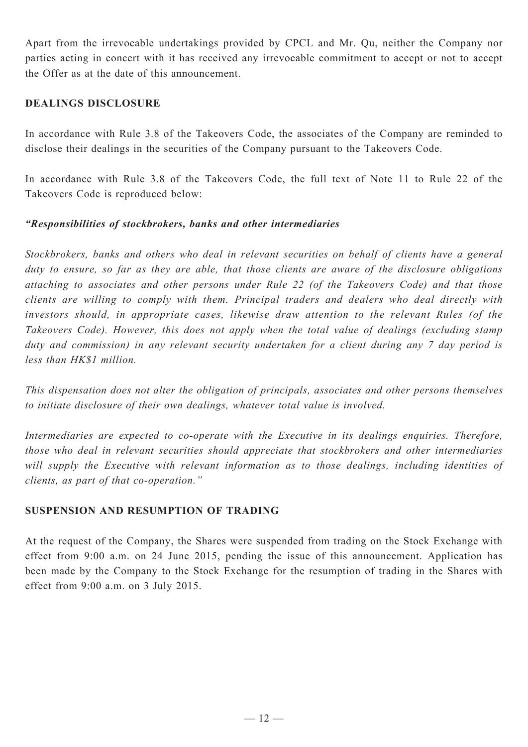Apart from the irrevocable undertakings provided by CPCL and Mr. Qu, neither the Company nor parties acting in concert with it has received any irrevocable commitment to accept or not to accept the Offer as at the date of this announcement.

## DEALINGS DISCLOSURE

In accordance with Rule 3.8 of the Takeovers Code, the associates of the Company are reminded to disclose their dealings in the securities of the Company pursuant to the Takeovers Code.

In accordance with Rule 3.8 of the Takeovers Code, the full text of Note 11 to Rule 22 of the Takeovers Code is reproduced below:

***"Responsibilities of stockbrokers, banks and other intermediaries***

*Stockbrokers, banks and others who deal in relevant securities on behalf of clients have a general duty to ensure, so far as they are able, that those clients are aware of the disclosure obligations attaching to associates and other persons under Rule 22 (of the Takeovers Code) and that those clients are willing to comply with them. Principal traders and dealers who deal directly with investors should, in appropriate cases, likewise draw attention to the relevant Rules (of the Takeovers Code). However, this does not apply when the total value of dealings (excluding stamp duty and commission) in any relevant security undertaken for a client during any 7 day period is less than HK$1 million.*

*This dispensation does not alter the obligation of principals, associates and other persons themselves to initiate disclosure of their own dealings, whatever total value is involved.*

*Intermediaries are expected to co-operate with the Executive in its dealings enquiries. Therefore, those who deal in relevant securities should appreciate that stockbrokers and other intermediaries will supply the Executive with relevant information as to those dealings, including identities of clients, as part of that co-operation."*

## SUSPENSION AND RESUMPTION OF TRADING

At the request of the Company, the Shares were suspended from trading on the Stock Exchange with effect from 9:00 a.m. on 24 June 2015, pending the issue of this announcement. Application has been made by the Company to the Stock Exchange for the resumption of trading in the Shares with effect from 9:00 a.m. on 3 July 2015.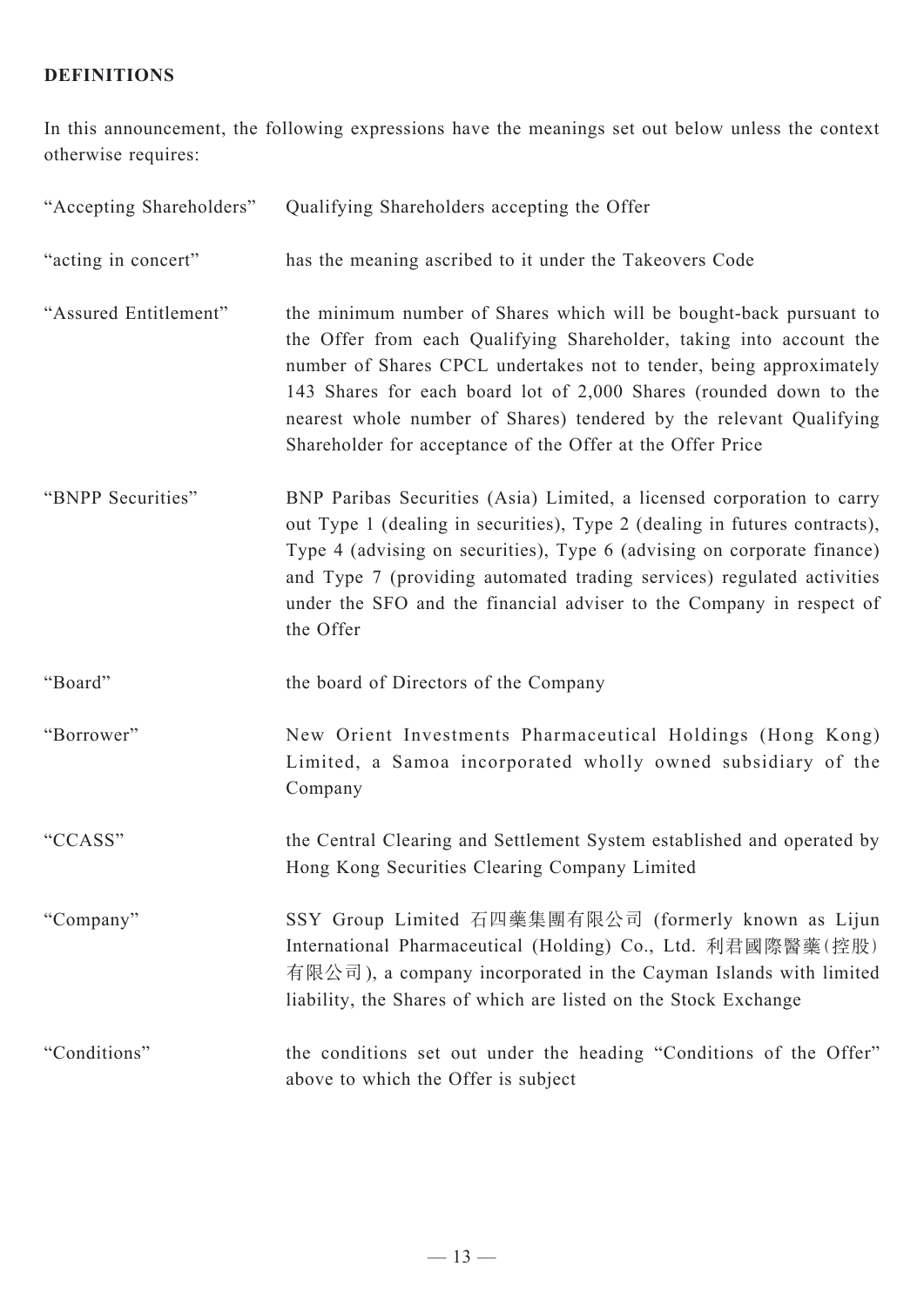## DEFINITIONS

In this announcement, the following expressions have the meanings set out below unless the context otherwise requires:

| | |
|---|---|
| "Accepting Shareholders" | Qualifying Shareholders accepting the Offer |
| "acting in concert" | has the meaning ascribed to it under the Takeovers Code |
| "Assured Entitlement" | the minimum number of Shares which will be bought-back pursuant to the Offer from each Qualifying Shareholder, taking into account the number of Shares CPCL undertakes not to tender, being approximately 143 Shares for each board lot of 2,000 Shares (rounded down to the nearest whole number of Shares) tendered by the relevant Qualifying Shareholder for acceptance of the Offer at the Offer Price |
| "BNPP Securities" | BNP Paribas Securities (Asia) Limited, a licensed corporation to carry out Type 1 (dealing in securities), Type 2 (dealing in futures contracts), Type 4 (advising on securities), Type 6 (advising on corporate finance) and Type 7 (providing automated trading services) regulated activities under the SFO and the financial adviser to the Company in respect of the Offer |
| "Board" | the board of Directors of the Company |
| "Borrower" | New Orient Investments Pharmaceutical Holdings (Hong Kong) Limited, a Samoa incorporated wholly owned subsidiary of the Company |
| "CCASS" | the Central Clearing and Settlement System established and operated by Hong Kong Securities Clearing Company Limited |
| "Company" | SSY Group Limited 石四藥集團有限公司 (formerly known as Lijun International Pharmaceutical (Holding) Co., Ltd. 利君國際醫藥(控股)有限公司), a company incorporated in the Cayman Islands with limited liability, the Shares of which are listed on the Stock Exchange |
| "Conditions" | the conditions set out under the heading "Conditions of the Offer" above to which the Offer is subject |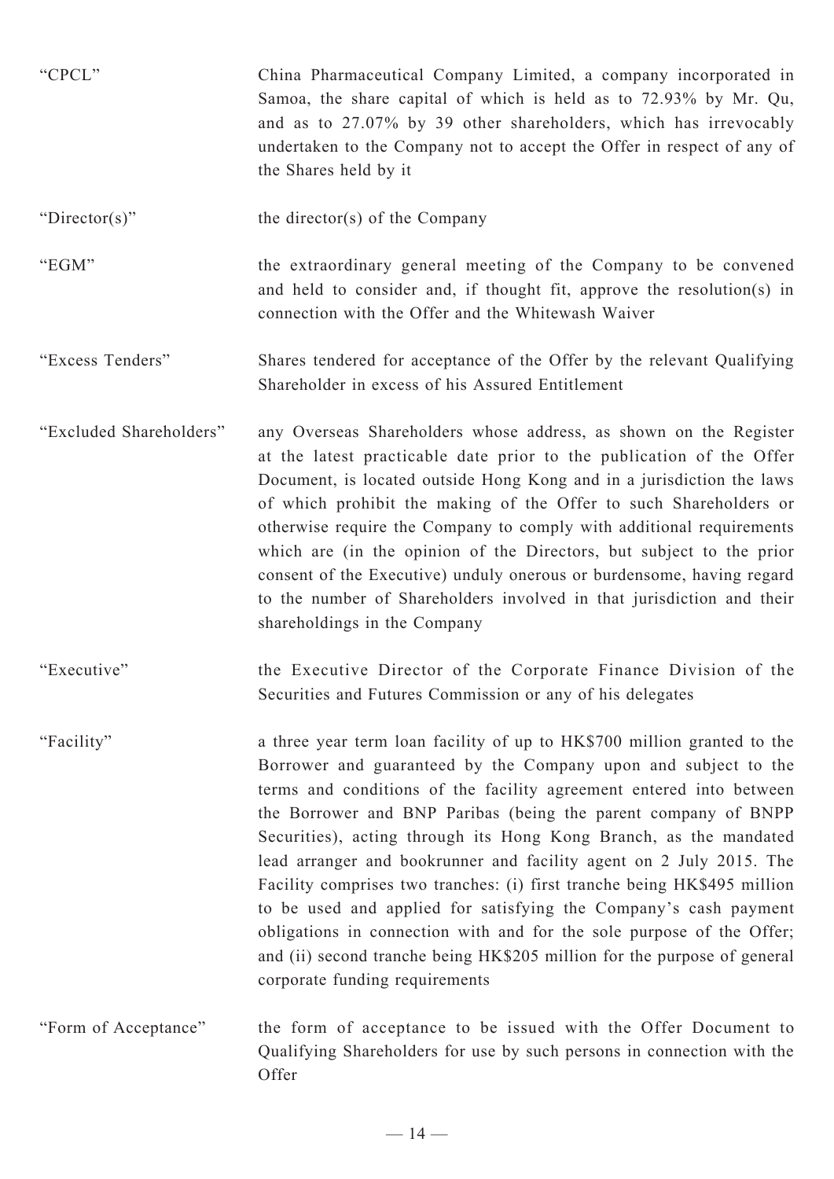| | |
|---|---|
| "CPCL" | China Pharmaceutical Company Limited, a company incorporated in Samoa, the share capital of which is held as to 72.93% by Mr. Qu, and as to 27.07% by 39 other shareholders, which has irrevocably undertaken to the Company not to accept the Offer in respect of any of the Shares held by it |
| "Director(s)" | the director(s) of the Company |
| "EGM" | the extraordinary general meeting of the Company to be convened and held to consider and, if thought fit, approve the resolution(s) in connection with the Offer and the Whitewash Waiver |
| "Excess Tenders" | Shares tendered for acceptance of the Offer by the relevant Qualifying Shareholder in excess of his Assured Entitlement |
| "Excluded Shareholders" | any Overseas Shareholders whose address, as shown on the Register at the latest practicable date prior to the publication of the Offer Document, is located outside Hong Kong and in a jurisdiction the laws of which prohibit the making of the Offer to such Shareholders or otherwise require the Company to comply with additional requirements which are (in the opinion of the Directors, but subject to the prior consent of the Executive) unduly onerous or burdensome, having regard to the number of Shareholders involved in that jurisdiction and their shareholdings in the Company |
| "Executive" | the Executive Director of the Corporate Finance Division of the Securities and Futures Commission or any of his delegates |
| "Facility" | a three year term loan facility of up to HK$700 million granted to the Borrower and guaranteed by the Company upon and subject to the terms and conditions of the facility agreement entered into between the Borrower and BNP Paribas (being the parent company of BNPP Securities), acting through its Hong Kong Branch, as the mandated lead arranger and bookrunner and facility agent on 2 July 2015. The Facility comprises two tranches: (i) first tranche being HK$495 million to be used and applied for satisfying the Company's cash payment obligations in connection with and for the sole purpose of the Offer; and (ii) second tranche being HK$205 million for the purpose of general corporate funding requirements |
| "Form of Acceptance" | the form of acceptance to be issued with the Offer Document to Qualifying Shareholders for use by such persons in connection with the Offer |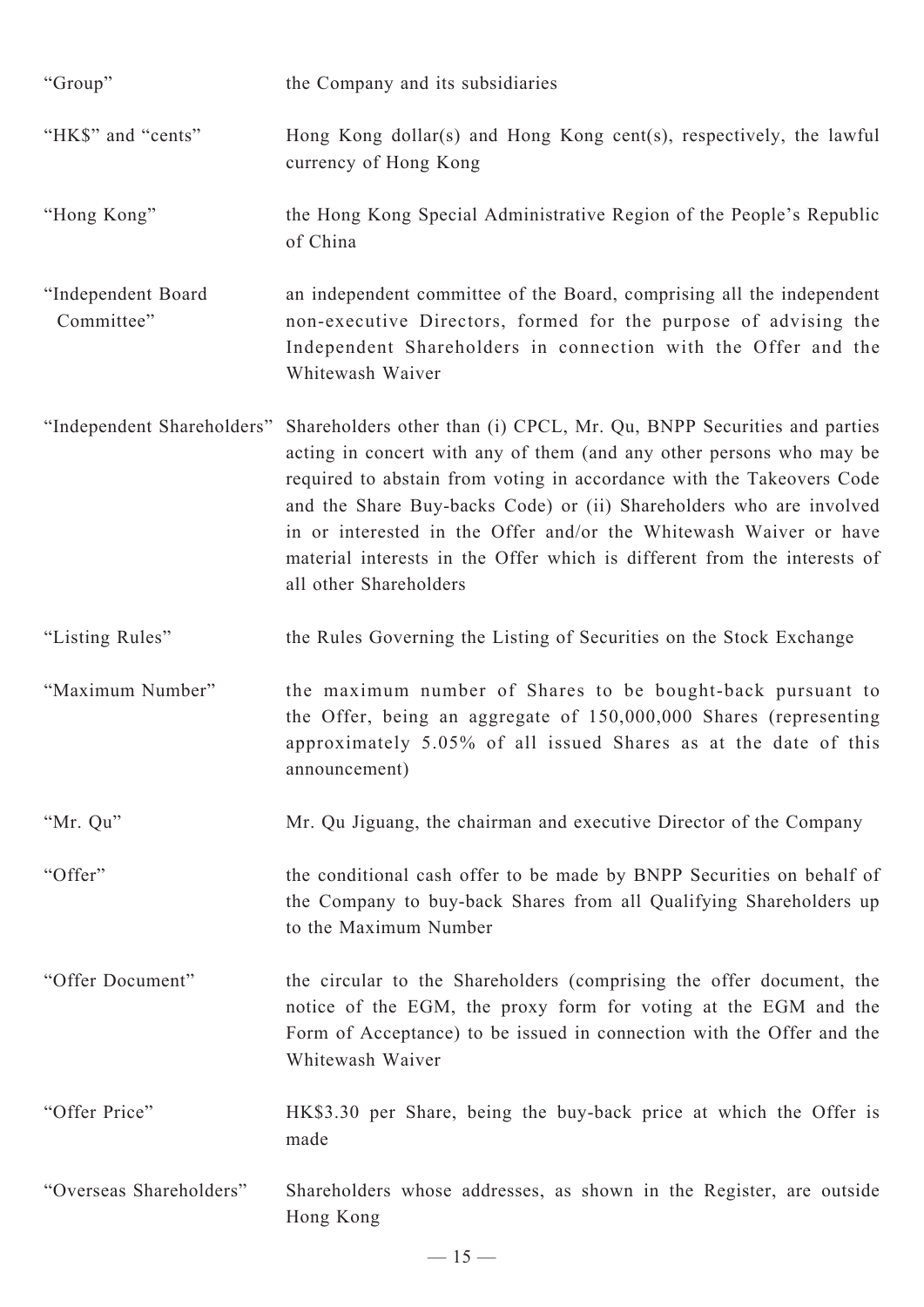| | |
|---|---|
| "Group" | the Company and its subsidiaries |
| "HK$" and "cents" | Hong Kong dollar(s) and Hong Kong cent(s), respectively, the lawful currency of Hong Kong |
| "Hong Kong" | the Hong Kong Special Administrative Region of the People's Republic of China |
| "Independent Board Committee" | an independent committee of the Board, comprising all the independent non-executive Directors, formed for the purpose of advising the Independent Shareholders in connection with the Offer and the Whitewash Waiver |
| "Independent Shareholders" | Shareholders other than (i) CPCL, Mr. Qu, BNPP Securities and parties acting in concert with any of them (and any other persons who may be required to abstain from voting in accordance with the Takeovers Code and the Share Buy-backs Code) or (ii) Shareholders who are involved in or interested in the Offer and/or the Whitewash Waiver or have material interests in the Offer which is different from the interests of all other Shareholders |
| "Listing Rules" | the Rules Governing the Listing of Securities on the Stock Exchange |
| "Maximum Number" | the maximum number of Shares to be bought-back pursuant to the Offer, being an aggregate of 150,000,000 Shares (representing approximately 5.05% of all issued Shares as at the date of this announcement) |
| "Mr. Qu" | Mr. Qu Jiguang, the chairman and executive Director of the Company |
| "Offer" | the conditional cash offer to be made by BNPP Securities on behalf of the Company to buy-back Shares from all Qualifying Shareholders up to the Maximum Number |
| "Offer Document" | the circular to the Shareholders (comprising the offer document, the notice of the EGM, the proxy form for voting at the EGM and the Form of Acceptance) to be issued in connection with the Offer and the Whitewash Waiver |
| "Offer Price" | HK$3.30 per Share, being the buy-back price at which the Offer is made |
| "Overseas Shareholders" | Shareholders whose addresses, as shown in the Register, are outside Hong Kong |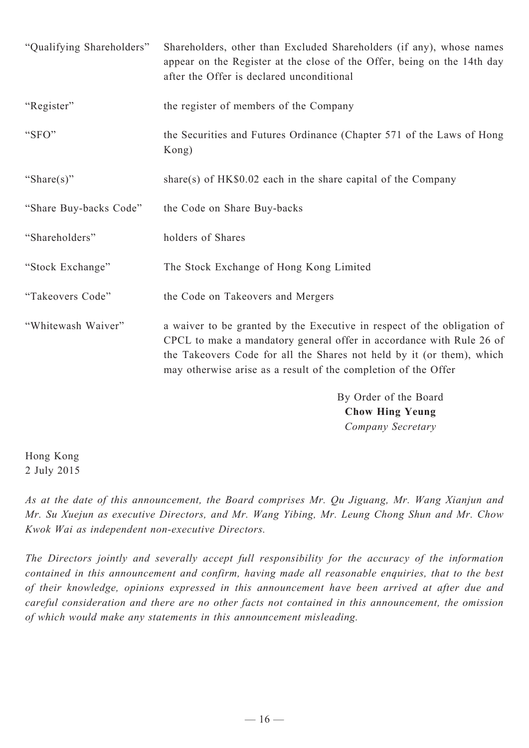| | |
|---|---|
| "Qualifying Shareholders" | Shareholders, other than Excluded Shareholders (if any), whose names appear on the Register at the close of the Offer, being on the 14th day after the Offer is declared unconditional |
| "Register" | the register of members of the Company |
| "SFO" | the Securities and Futures Ordinance (Chapter 571 of the Laws of Hong Kong) |
| "Share(s)" | share(s) of HK$0.02 each in the share capital of the Company |
| "Share Buy-backs Code" | the Code on Share Buy-backs |
| "Shareholders" | holders of Shares |
| "Stock Exchange" | The Stock Exchange of Hong Kong Limited |
| "Takeovers Code" | the Code on Takeovers and Mergers |
| "Whitewash Waiver" | a waiver to be granted by the Executive in respect of the obligation of CPCL to make a mandatory general offer in accordance with Rule 26 of the Takeovers Code for all the Shares not held by it (or them), which may otherwise arise as a result of the completion of the Offer |

By Order of the Board
**Chow Hing Yeung**
*Company Secretary*

Hong Kong
2 July 2015

*As at the date of this announcement, the Board comprises Mr. Qu Jiguang, Mr. Wang Xianjun and Mr. Su Xuejun as executive Directors, and Mr. Wang Yibing, Mr. Leung Chong Shun and Mr. Chow Kwok Wai as independent non-executive Directors.*

*The Directors jointly and severally accept full responsibility for the accuracy of the information contained in this announcement and confirm, having made all reasonable enquiries, that to the best of their knowledge, opinions expressed in this announcement have been arrived at after due and careful consideration and there are no other facts not contained in this announcement, the omission of which would make any statements in this announcement misleading.*